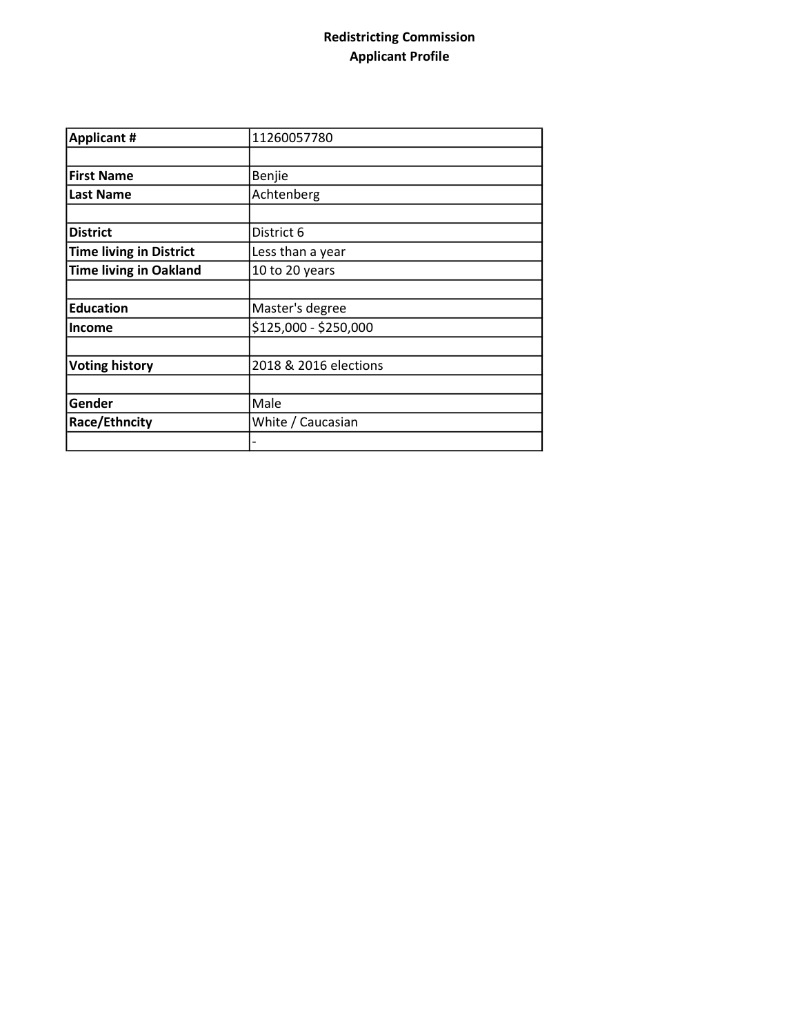**Redistricting Commission**
**Applicant Profile**

| **Applicant #** | 11260057780 |
|---|---|
| | |
| **First Name** | Benjie |
| **Last Name** | Achtenberg |
| | |
| **District** | District 6 |
| **Time living in District** | Less than a year |
| **Time living in Oakland** | 10 to 20 years |
| | |
| **Education** | Master's degree |
| **Income** | $125,000 - $250,000 |
| | |
| **Voting history** | 2018 & 2016 elections |
| | |
| **Gender** | Male |
| **Race/Ethncity** | White / Caucasian |
| | - |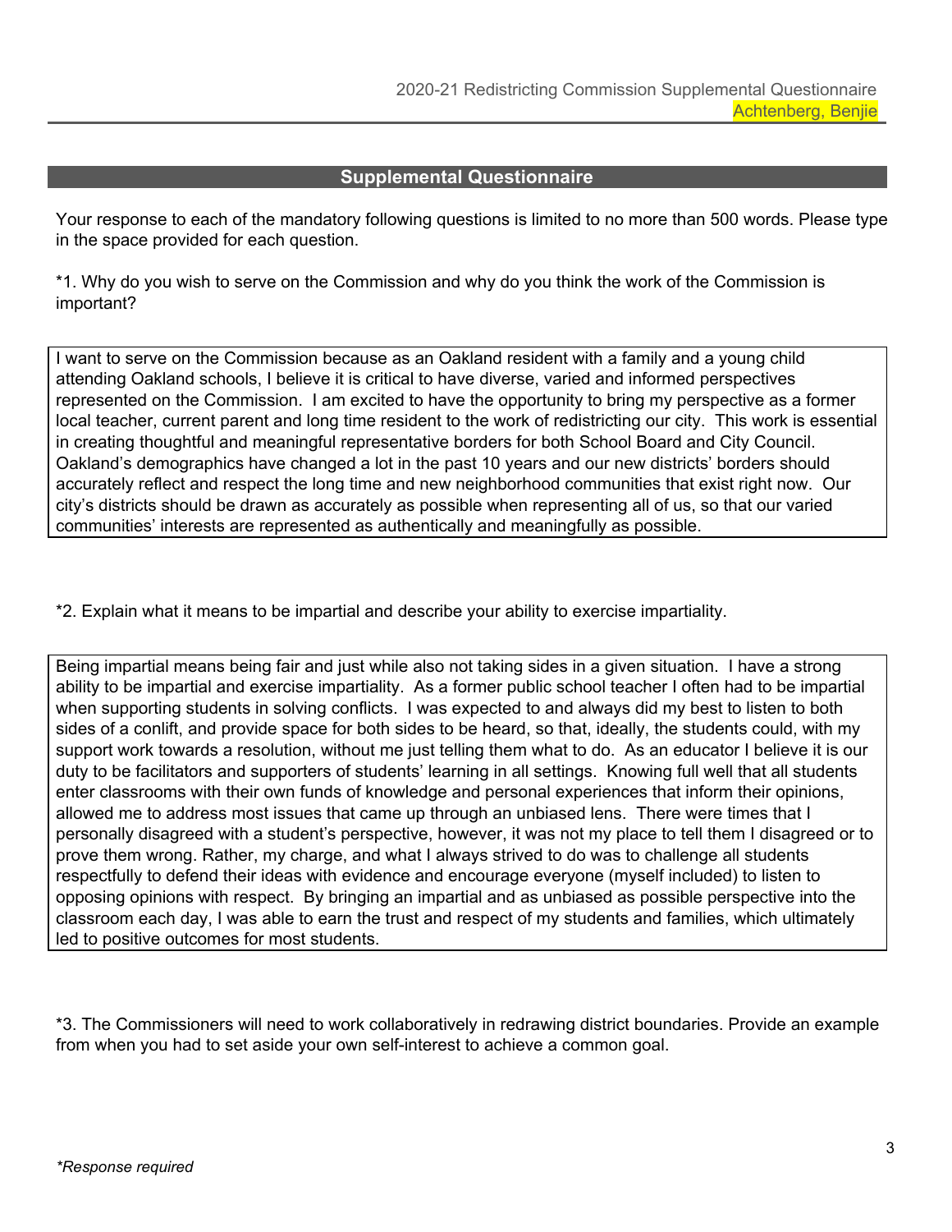## Supplemental Questionnaire

Your response to each of the mandatory following questions is limited to no more than 500 words. Please type in the space provided for each question.

*1. Why do you wish to serve on the Commission and why do you think the work of the Commission is important?

I want to serve on the Commission because as an Oakland resident with a family and a young child attending Oakland schools, I believe it is critical to have diverse, varied and informed perspectives represented on the Commission. I am excited to have the opportunity to bring my perspective as a former local teacher, current parent and long time resident to the work of redistricting our city. This work is essential in creating thoughtful and meaningful representative borders for both School Board and City Council. Oakland's demographics have changed a lot in the past 10 years and our new districts' borders should accurately reflect and respect the long time and new neighborhood communities that exist right now. Our city's districts should be drawn as accurately as possible when representing all of us, so that our varied communities' interests are represented as authentically and meaningfully as possible.

*2. Explain what it means to be impartial and describe your ability to exercise impartiality.

Being impartial means being fair and just while also not taking sides in a given situation. I have a strong ability to be impartial and exercise impartiality. As a former public school teacher I often had to be impartial when supporting students in solving conflicts. I was expected to and always did my best to listen to both sides of a conlift, and provide space for both sides to be heard, so that, ideally, the students could, with my support work towards a resolution, without me just telling them what to do. As an educator I believe it is our duty to be facilitators and supporters of students' learning in all settings. Knowing full well that all students enter classrooms with their own funds of knowledge and personal experiences that inform their opinions, allowed me to address most issues that came up through an unbiased lens. There were times that I personally disagreed with a student's perspective, however, it was not my place to tell them I disagreed or to prove them wrong. Rather, my charge, and what I always strived to do was to challenge all students respectfully to defend their ideas with evidence and encourage everyone (myself included) to listen to opposing opinions with respect. By bringing an impartial and as unbiased as possible perspective into the classroom each day, I was able to earn the trust and respect of my students and families, which ultimately led to positive outcomes for most students.

*3. The Commissioners will need to work collaboratively in redrawing district boundaries. Provide an example from when you had to set aside your own self-interest to achieve a common goal.

*\*Response required*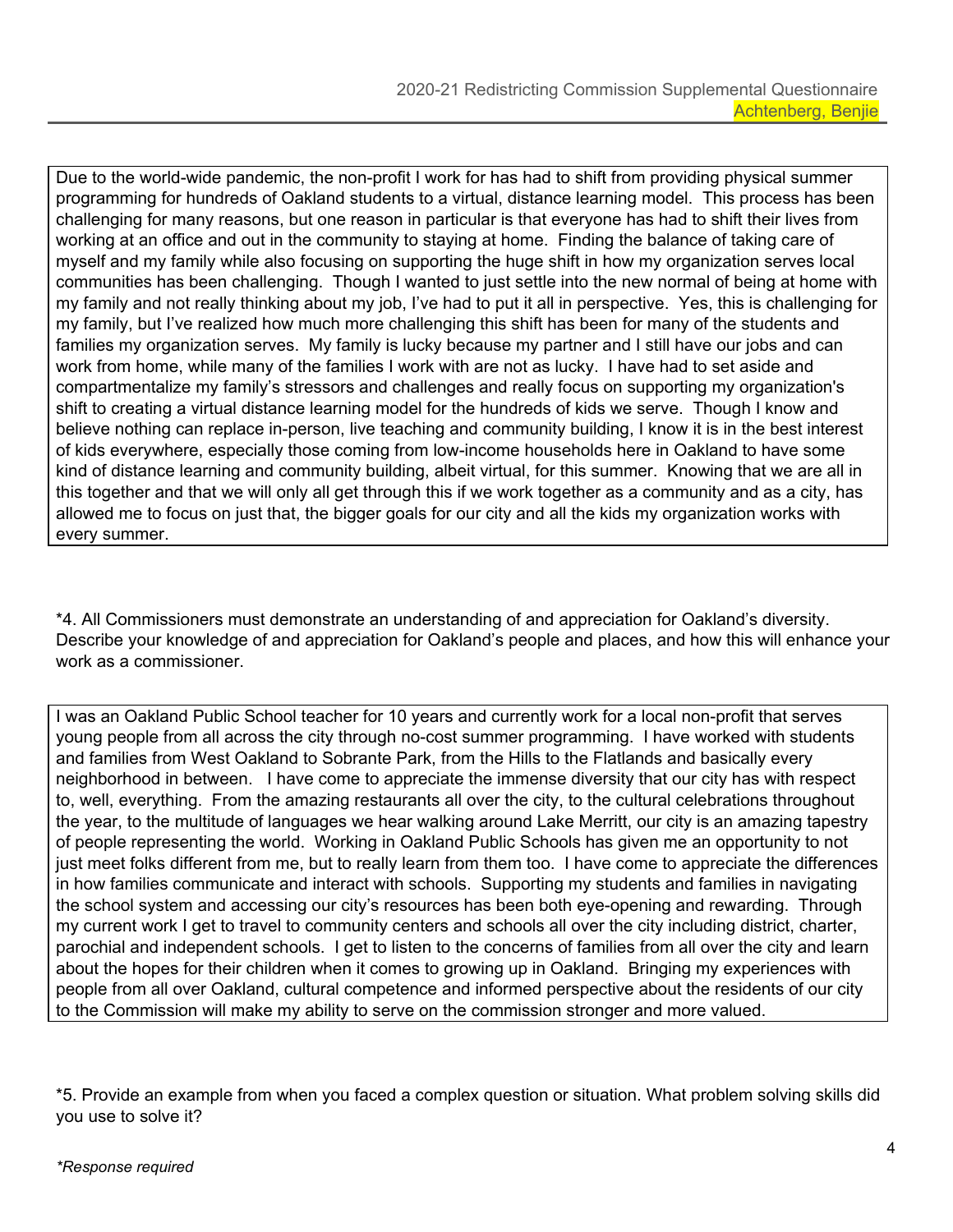Due to the world-wide pandemic, the non-profit I work for has had to shift from providing physical summer programming for hundreds of Oakland students to a virtual, distance learning model. This process has been challenging for many reasons, but one reason in particular is that everyone has had to shift their lives from working at an office and out in the community to staying at home. Finding the balance of taking care of myself and my family while also focusing on supporting the huge shift in how my organization serves local communities has been challenging. Though I wanted to just settle into the new normal of being at home with my family and not really thinking about my job, I've had to put it all in perspective. Yes, this is challenging for my family, but I've realized how much more challenging this shift has been for many of the students and families my organization serves. My family is lucky because my partner and I still have our jobs and can work from home, while many of the families I work with are not as lucky. I have had to set aside and compartmentalize my family's stressors and challenges and really focus on supporting my organization's shift to creating a virtual distance learning model for the hundreds of kids we serve. Though I know and believe nothing can replace in-person, live teaching and community building, I know it is in the best interest of kids everywhere, especially those coming from low-income households here in Oakland to have some kind of distance learning and community building, albeit virtual, for this summer. Knowing that we are all in this together and that we will only all get through this if we work together as a community and as a city, has allowed me to focus on just that, the bigger goals for our city and all the kids my organization works with every summer.

*4. All Commissioners must demonstrate an understanding of and appreciation for Oakland's diversity. Describe your knowledge of and appreciation for Oakland's people and places, and how this will enhance your work as a commissioner.

I was an Oakland Public School teacher for 10 years and currently work for a local non-profit that serves young people from all across the city through no-cost summer programming. I have worked with students and families from West Oakland to Sobrante Park, from the Hills to the Flatlands and basically every neighborhood in between. I have come to appreciate the immense diversity that our city has with respect to, well, everything. From the amazing restaurants all over the city, to the cultural celebrations throughout the year, to the multitude of languages we hear walking around Lake Merritt, our city is an amazing tapestry of people representing the world. Working in Oakland Public Schools has given me an opportunity to not just meet folks different from me, but to really learn from them too. I have come to appreciate the differences in how families communicate and interact with schools. Supporting my students and families in navigating the school system and accessing our city's resources has been both eye-opening and rewarding. Through my current work I get to travel to community centers and schools all over the city including district, charter, parochial and independent schools. I get to listen to the concerns of families from all over the city and learn about the hopes for their children when it comes to growing up in Oakland. Bringing my experiences with people from all over Oakland, cultural competence and informed perspective about the residents of our city to the Commission will make my ability to serve on the commission stronger and more valued.

*5. Provide an example from when you faced a complex question or situation. What problem solving skills did you use to solve it?

*\*Response required*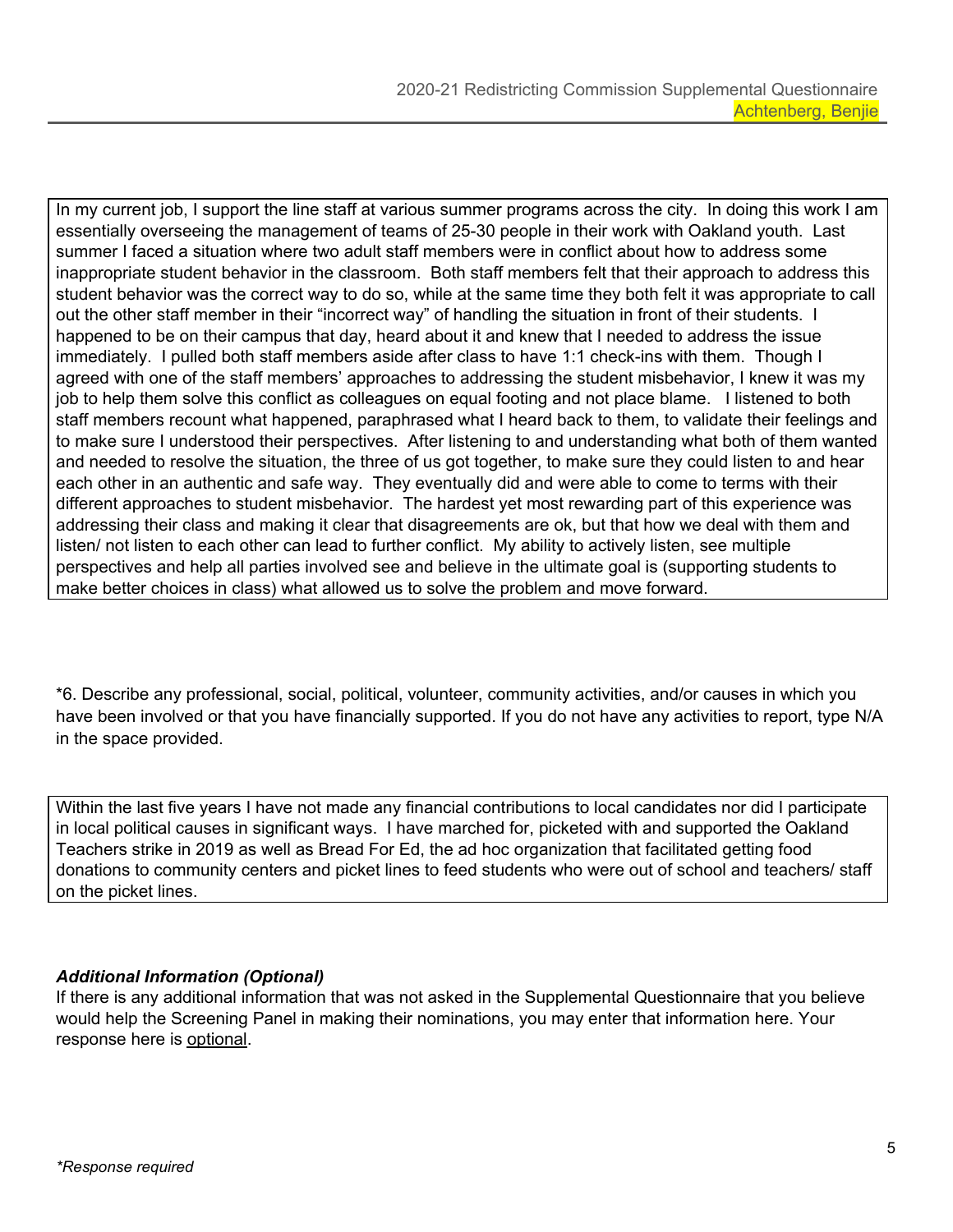In my current job, I support the line staff at various summer programs across the city. In doing this work I am essentially overseeing the management of teams of 25-30 people in their work with Oakland youth. Last summer I faced a situation where two adult staff members were in conflict about how to address some inappropriate student behavior in the classroom. Both staff members felt that their approach to address this student behavior was the correct way to do so, while at the same time they both felt it was appropriate to call out the other staff member in their "incorrect way" of handling the situation in front of their students. I happened to be on their campus that day, heard about it and knew that I needed to address the issue immediately. I pulled both staff members aside after class to have 1:1 check-ins with them. Though I agreed with one of the staff members' approaches to addressing the student misbehavior, I knew it was my job to help them solve this conflict as colleagues on equal footing and not place blame. I listened to both staff members recount what happened, paraphrased what I heard back to them, to validate their feelings and to make sure I understood their perspectives. After listening to and understanding what both of them wanted and needed to resolve the situation, the three of us got together, to make sure they could listen to and hear each other in an authentic and safe way. They eventually did and were able to come to terms with their different approaches to student misbehavior. The hardest yet most rewarding part of this experience was addressing their class and making it clear that disagreements are ok, but that how we deal with them and listen/ not listen to each other can lead to further conflict. My ability to actively listen, see multiple perspectives and help all parties involved see and believe in the ultimate goal is (supporting students to make better choices in class) what allowed us to solve the problem and move forward.

*6. Describe any professional, social, political, volunteer, community activities, and/or causes in which you have been involved or that you have financially supported. If you do not have any activities to report, type N/A in the space provided.

Within the last five years I have not made any financial contributions to local candidates nor did I participate in local political causes in significant ways. I have marched for, picketed with and supported the Oakland Teachers strike in 2019 as well as Bread For Ed, the ad hoc organization that facilitated getting food donations to community centers and picket lines to feed students who were out of school and teachers/ staff on the picket lines.

***Additional Information (Optional)***

If there is any additional information that was not asked in the Supplemental Questionnaire that you believe would help the Screening Panel in making their nominations, you may enter that information here. Your response here is <u>optional</u>.

*\*Response required*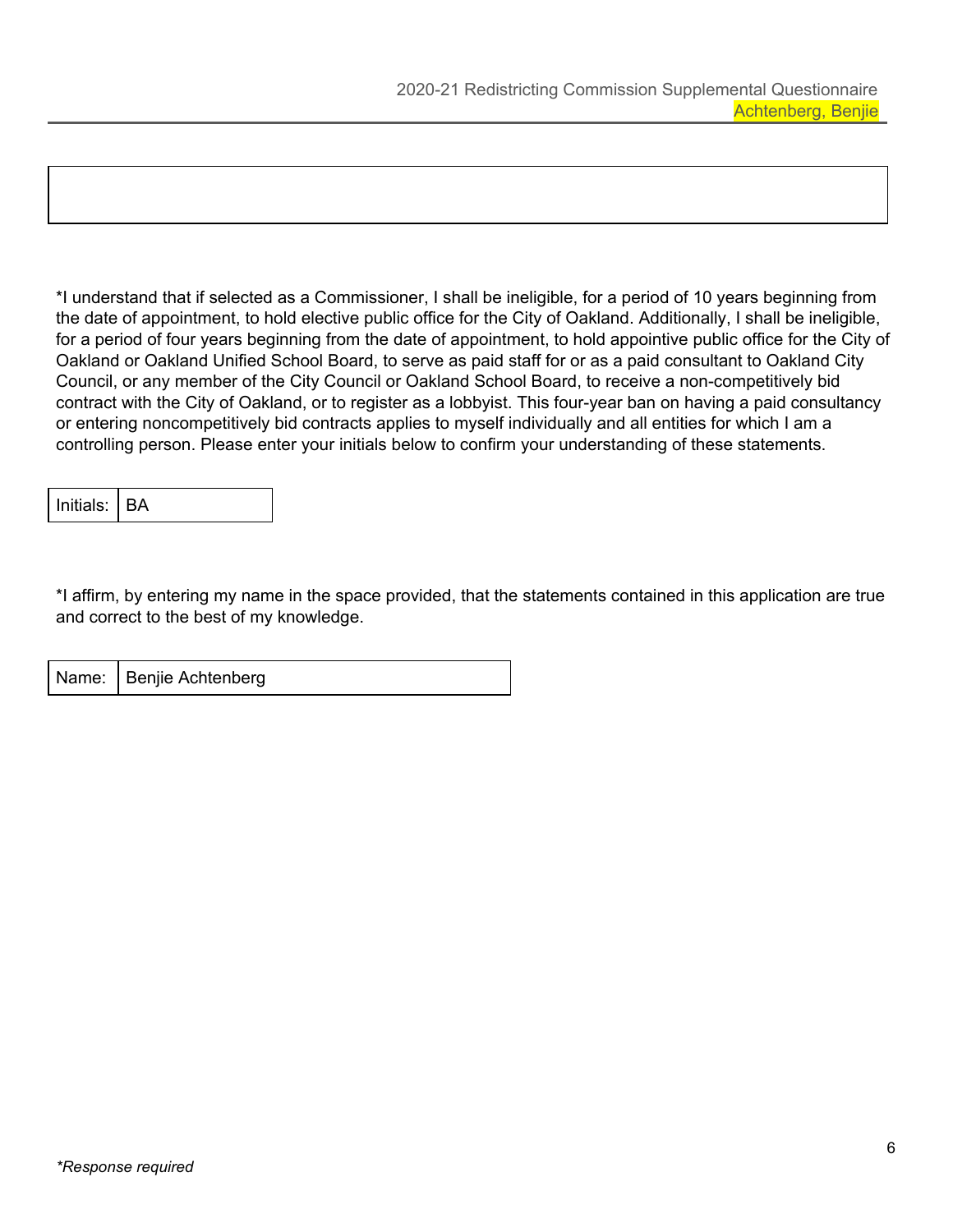*I understand that if selected as a Commissioner, I shall be ineligible, for a period of 10 years beginning from the date of appointment, to hold elective public office for the City of Oakland. Additionally, I shall be ineligible, for a period of four years beginning from the date of appointment, to hold appointive public office for the City of Oakland or Oakland Unified School Board, to serve as paid staff for or as a paid consultant to Oakland City Council, or any member of the City Council or Oakland School Board, to receive a non-competitively bid contract with the City of Oakland, or to register as a lobbyist. This four-year ban on having a paid consultancy or entering noncompetitively bid contracts applies to myself individually and all entities for which I am a controlling person. Please enter your initials below to confirm your understanding of these statements.

| | |
|---|---|
| Initials: | BA |

*I affirm, by entering my name in the space provided, that the statements contained in this application are true and correct to the best of my knowledge.

| | |
|---|---|
| Name: | Benjie Achtenberg |

*\*Response required*